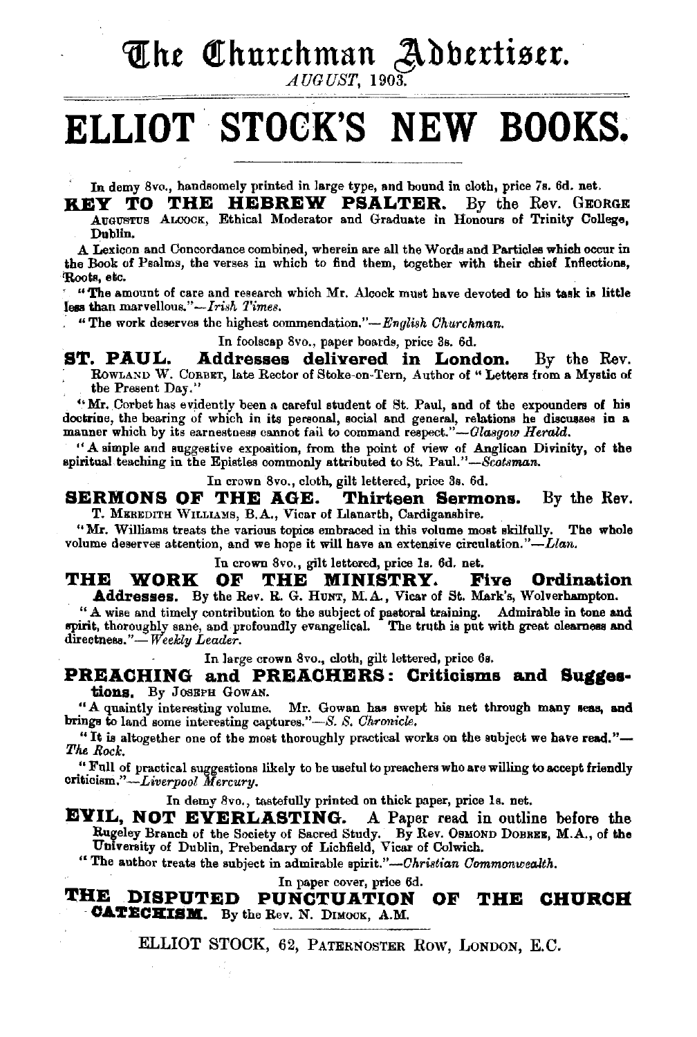# The Churchman Advertiser.

*AUGUST*, 1903.

# ELLIOT STOCK'S NEW BOOKS.

In demy 8vo., handsomely printed in large type, and bound in cloth, price 7s. 6d. net.

**KEY TO THE HEBREW PSALTER.** By the Rev. GEORGE AUGUSTUS ALCOCK, Ethical Moderator and Graduate in Honours of Trinity College, Dublin.

A Lexicon and Concordance combined, wherein are all the Words and Particles which occur in the Book of Psalms, the verses in which to find them, together with their chief Inflections, Roots, etc.

"The amount of care and research which Mr. Alcock must have devoted to his task is little less than marvellous."—*Irish Times.*

"The work deserves the highest commendation."—*English Churchman.*

In foolscap 8vo., paper boards, price 3s. 6d.

**ST. PAUL. Addresses delivered in London.** By the Rev. ROWLAND W. CORBET, late Rector of Stoke-on-Tern, Author of "Letters from a Mystic of the Present Day."

"Mr. Corbet has evidently been a careful student of St. Paul, and of the expounders of his doctrine, the bearing of which in its personal, social and general, relations he discusses in a manner which by its earnestness cannot fail to command respect."—*Glasgow Herald.*

"A simple and suggestive exposition, from the point of view of Anglican Divinity, of the spiritual teaching in the Epistles commonly attributed to St. Paul."—*Scotsman.*

In crown 8vo., cloth, gilt lettered, price 3s. 6d.

**SERMONS OF THE AGE. Thirteen Sermons.** By the Rev. T. MEREDITH WILLIAMS, B.A., Vicar of Llanarth, Cardiganshire.

"Mr. Williams treats the various topics embraced in this volume most skilfully. The whole volume deserves attention, and we hope it will have an extensive circulation."—*Llan.*

In crown 8vo., gilt lettered, price 1s. 6d. net.

**THE WORK OF THE MINISTRY. Five Ordination Addresses.** By the Rev. R. G. HUNT, M.A., Vicar of St. Mark's, Wolverhampton.

"A wise and timely contribution to the subject of pastoral training. Admirable in tone and spirit, thoroughly sane, and profoundly evangelical. The truth is put with great clearness and directness."—*Weekly Leader.*

In large crown 8vo., cloth, gilt lettered, price 6s.

**PREACHING and PREACHERS: Criticisms and Suggestions.** By JOSEPH GOWAN.

"A quaintly interesting volume. Mr. Gowan has swept his net through many seas, and brings to land some interesting captures."—*S. S. Chronicle.*

"It is altogether one of the most thoroughly practical works on the subject we have read."—*The Rock.*

"Full of practical suggestions likely to be useful to preachers who are willing to accept friendly criticism."—*Liverpool Mercury.*

In demy 8vo., tastefully printed on thick paper, price 1s. net.

**EVIL, NOT EVERLASTING.** A Paper read in outline before the Rugeley Branch of the Society of Sacred Study. By Rev. OSMOND DOBREE, M.A., of the University of Dublin, Prebendary of Lichfield, Vicar of Colwich.

"The author treats the subject in admirable spirit."—*Christian Commonwealth.*

In paper cover, price 6d.

**THE DISPUTED PUNCTUATION OF THE CHURCH CATECHISM.** By the Rev. N. DIMOCK, A.M.

ELLIOT STOCK, 62, PATERNOSTER ROW, LONDON, E.C.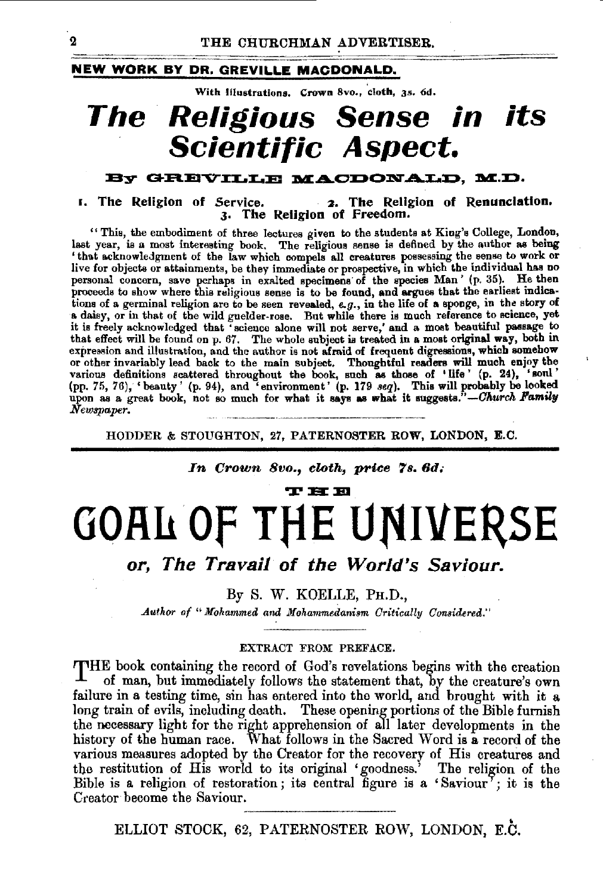**NEW WORK BY DR. GREVILLE MACDONALD.**

With Illustrations. Crown 8vo., cloth, 3s. 6d.

# *The Religious Sense in its Scientific Aspect.*

### By GREVILLE MACDONALD, M.D.

1. The Religion of Service. 2. The Religion of Renunciation. 3. The Religion of Freedom.

"This, the embodiment of three lectures given to the students at King's College, London, last year, is a most interesting book. The religious sense is defined by the author as being 'that acknowledgment of the law which compels all creatures possessing the sense to work or live for objects or attainments, be they immediate or prospective, in which the individual has no personal concern, save perhaps in exalted specimens of the species Man' (p. 35). He then proceeds to show where this religious sense is to be found, and argues that the earliest indications of a germinal religion are to be seen revealed, *e.g.*, in the life of a sponge, in the story of a daisy, or in that of the wild guelder-rose. But while there is much reference to science, yet it is freely acknowledged that 'science alone will not serve,' and a most beautiful passage to that effect will be found on p. 67. The whole subject is treated in a most original way, both in expression and illustration, and the author is not afraid of frequent digressions, which somehow or other invariably lead back to the main subject. Thoughtful readers will much enjoy the various definitions scattered throughout the book, such as those of 'life' (p. 24), 'soul' (pp. 75, 76), 'beauty' (p. 94), and 'environment' (p. 179 *seq*). This will probably be looked upon as a great book, not so much for what it says as what it suggests."—*Church Family Newspaper.*

HODDER & STOUGHTON, 27, PATERNOSTER ROW, LONDON, E.C.

---

*In Crown 8vo., cloth, price 7s. 6d.*

# THE GOAL OF THE UNIVERSE

## *or, The Travail of the World's Saviour.*

By S. W. KOELLE, PH.D.,

*Author of "Mohammed and Mohammedanism Critically Considered."*

EXTRACT FROM PREFACE.

THE book containing the record of God's revelations begins with the creation of man, but immediately follows the statement that, by the creature's own failure in a testing time, sin has entered into the world, and brought with it a long train of evils, including death. These opening portions of the Bible furnish the necessary light for the right apprehension of all later developments in the history of the human race. What follows in the Sacred Word is a record of the various measures adopted by the Creator for the recovery of His creatures and the restitution of His world to its original 'goodness.' The religion of the Bible is a religion of restoration; its central figure is a 'Saviour'; it is the Creator become the Saviour.

ELLIOT STOCK, 62, PATERNOSTER ROW, LONDON, E.C.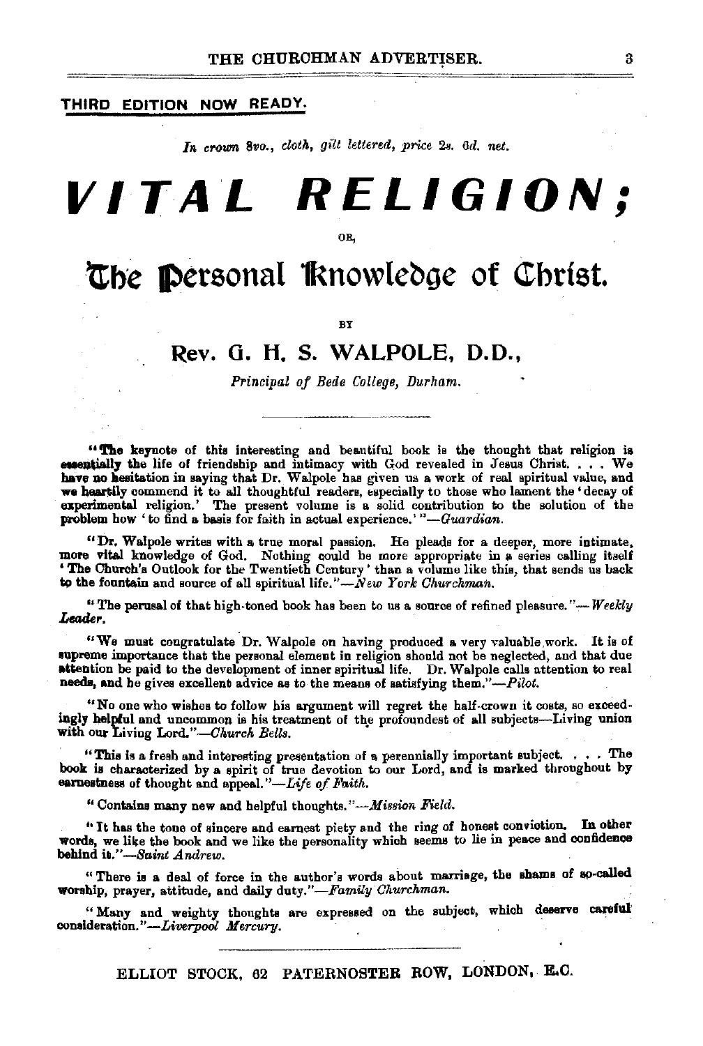**THIRD EDITION NOW READY.**

*In crown 8vo., cloth, gilt lettered, price 2s. 6d. net.*

# VITAL RELIGION;

OR,

## The Personal Knowledge of Christ.

BY

### Rev. G. H. S. WALPOLE, D.D.,

*Principal of Bede College, Durham.*

---

"The keynote of this interesting and beautiful book is the thought that religion is essentially the life of friendship and intimacy with God revealed in Jesus Christ. . . . We have no hesitation in saying that Dr. Walpole has given us a work of real spiritual value, and we heartily commend it to all thoughtful readers, especially to those who lament the 'decay of experimental religion.' The present volume is a solid contribution to the solution of the problem how 'to find a basis for faith in actual experience.'"—*Guardian.*

"Dr. Walpole writes with a true moral passion. He pleads for a deeper, more intimate, more vital knowledge of God. Nothing could be more appropriate in a series calling itself 'The Church's Outlook for the Twentieth Century' than a volume like this, that sends us back to the fountain and source of all spiritual life."—*New York Churchman.*

"The perusal of that high-toned book has been to us a source of refined pleasure."—*Weekly Leader.*

"We must congratulate Dr. Walpole on having produced a very valuable work. It is of supreme importance that the personal element in religion should not be neglected, and that due attention be paid to the development of inner spiritual life. Dr. Walpole calls attention to real needs, and he gives excellent advice as to the means of satisfying them."—*Pilot.*

"No one who wishes to follow his argument will regret the half-crown it costs, so exceedingly helpful and uncommon is his treatment of the profoundest of all subjects—Living union with our Living Lord."—*Church Bells.*

"This is a fresh and interesting presentation of a perennially important subject. . . . The book is characterized by a spirit of true devotion to our Lord, and is marked throughout by earnestness of thought and appeal."—*Life of Faith.*

"Contains many new and helpful thoughts."—*Mission Field.*

"It has the tone of sincere and earnest piety and the ring of honest conviction. In other words, we like the book and we like the personality which seems to lie in peace and confidence behind it."—*Saint Andrew.*

"There is a deal of force in the author's words about marriage, the shams of so-called worship, prayer, attitude, and daily duty."—*Family Churchman.*

"Many and weighty thoughts are expressed on the subject, which deserve careful consideration."—*Liverpool Mercury.*

---

ELLIOT STOCK, 62 PATERNOSTER ROW, LONDON, E.C.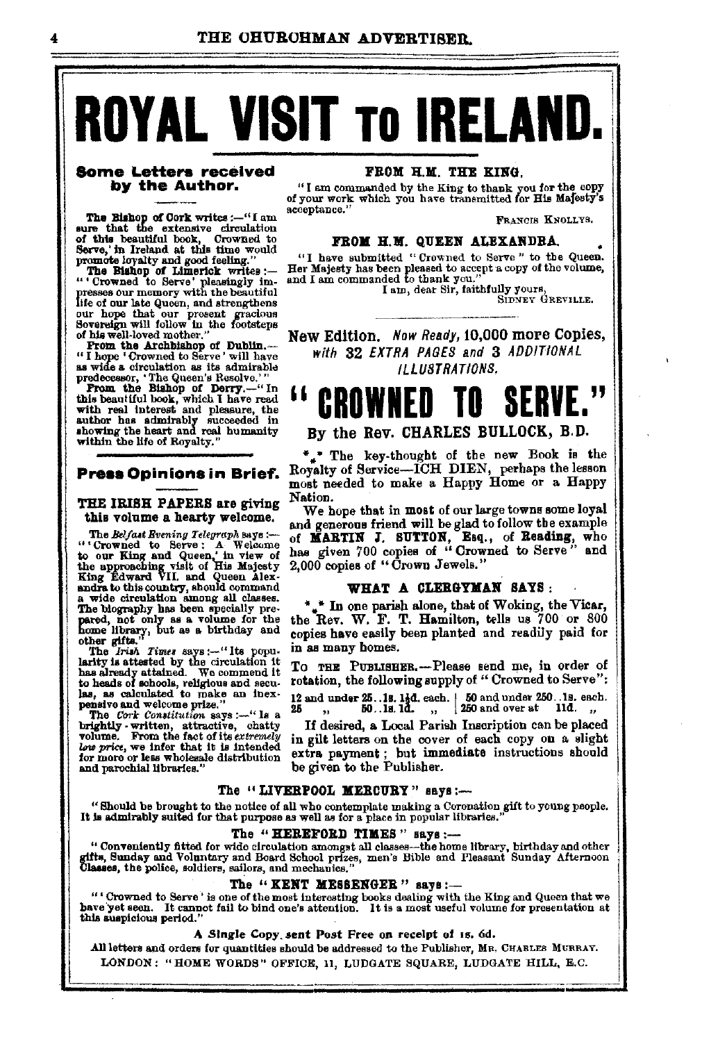# ROYAL VISIT TO IRELAND.

## Some Letters received by the Author.

**The Bishop of Cork** writes:—"I am sure that the extensive circulation of this beautiful book, 'Crowned to Serve,' in Ireland at this time would promote loyalty and good feeling."

**The Bishop of Limerick** writes:—"'Crowned to Serve' pleasingly impresses our memory with the beautiful life of our late Queen, and strengthens our hope that our present gracious Sovereign will follow in the footsteps of his well-loved mother."

**From the Archbishop of Dublin.**—"I hope 'Crowned to Serve' will have as wide a circulation as its admirable predecessor, 'The Queen's Resolve.'"

**From the Bishop of Derry.**—"In this beautiful book, which I have read with real interest and pleasure, the author has admirably succeeded in showing the heart and real humanity within the life of Royalty."

## Press Opinions in Brief.

### THE IRISH PAPERS are giving this volume a hearty welcome.

The *Belfast Evening Telegraph* says:—"'Crowned to Serve: A Welcome to our King and Queen,' in view of the approaching visit of His Majesty King Edward VII. and Queen Alexandra to this country, should command a wide circulation among all classes. The biography has been specially prepared, not only as a volume for the home library, but as a birthday and other gifts."

The *Irish Times* says:—"Its popularity is attested by the circulation it has already attained. We commend it to heads of schools, religious and secular, as calculated to make an inexpensive and welcome prize."

The *Cork Constitution* says:—"Is a brightly-written, attractive, chatty volume. From the fact of its *extremely low price*, we infer that it is intended for more or less wholesale distribution and parochial libraries."

### FROM H.M. THE KING.

"I am commanded by the King to thank you for the copy of your work which you have transmitted for His Majesty's acceptance."

FRANCIS KNOLLYS.

### FROM H.M. QUEEN ALEXANDRA.

"I have submitted "Crowned to Serve" to the Queen. Her Majesty has been pleased to accept a copy of the volume, and I am commanded to thank you."

I am, dear Sir, faithfully yours,
SIDNEY GREVILLE.

New Edition. *Now Ready,* 10,000 more Copies, *with* 32 *EXTRA PAGES and* 3 *ADDITIONAL ILLUSTRATIONS.*

# "CROWNED TO SERVE."

## By the Rev. CHARLES BULLOCK, B.D.

*** The key-thought of the new Book is the Royalty of Service—ICH DIEN, perhaps the lesson most needed to make a Happy Home or a Happy Nation.

We hope that in most of our large towns some loyal and generous friend will be glad to follow the example of **MARTIN J. SUTTON, Esq.**, of **Reading**, who has given 700 copies of "Crowned to Serve" and 2,000 copies of "Crown Jewels."

### WHAT A CLERGYMAN SAYS:

*** In one parish alone, that of Woking, the Vicar, the Rev. W. F. T. Hamilton, tells us 700 or 800 copies have easily been planted and readily paid for in as many homes.

TO THE PUBLISHER.—Please send me, in order of rotation, the following supply of "Crowned to Serve":

| | |
|---|---|
| 12 and under 25..1s. 1½d. each. | 50 and under 250..1s. each. |
| 25 " 50..1s. 1d. " | 250 and over at 11d. " |

If desired, a Local Parish Inscription can be placed in gilt letters on the cover of each copy on a slight extra payment; but immediate instructions should be given to the Publisher.

### The "LIVERPOOL MERCURY" says:—

"Should be brought to the notice of all who contemplate making a Coronation gift to young people. It is admirably suited for that purpose as well as for a place in popular libraries."

### The "HEREFORD TIMES" says:—

"Conveniently fitted for wide circulation amongst all classes—the home library, birthday and other gifts, Sunday and Voluntary and Board School prizes, men's Bible and Pleasant Sunday Afternoon Classes, the police, soldiers, sailors, and mechanics."

### The "KENT MESSENGER" says:—

"'Crowned to Serve' is one of the most interesting books dealing with the King and Queen that we have yet seen. It cannot fail to bind one's attention. It is a most useful volume for presentation at this auspicious period."

**A Single Copy sent Post Free on receipt of 1s. 6d.**

All letters and orders for quantities should be addressed to the Publisher, MR. CHARLES MURRAY.

LONDON: "HOME WORDS" OFFICE, 11, LUDGATE SQUARE, LUDGATE HILL, E.C.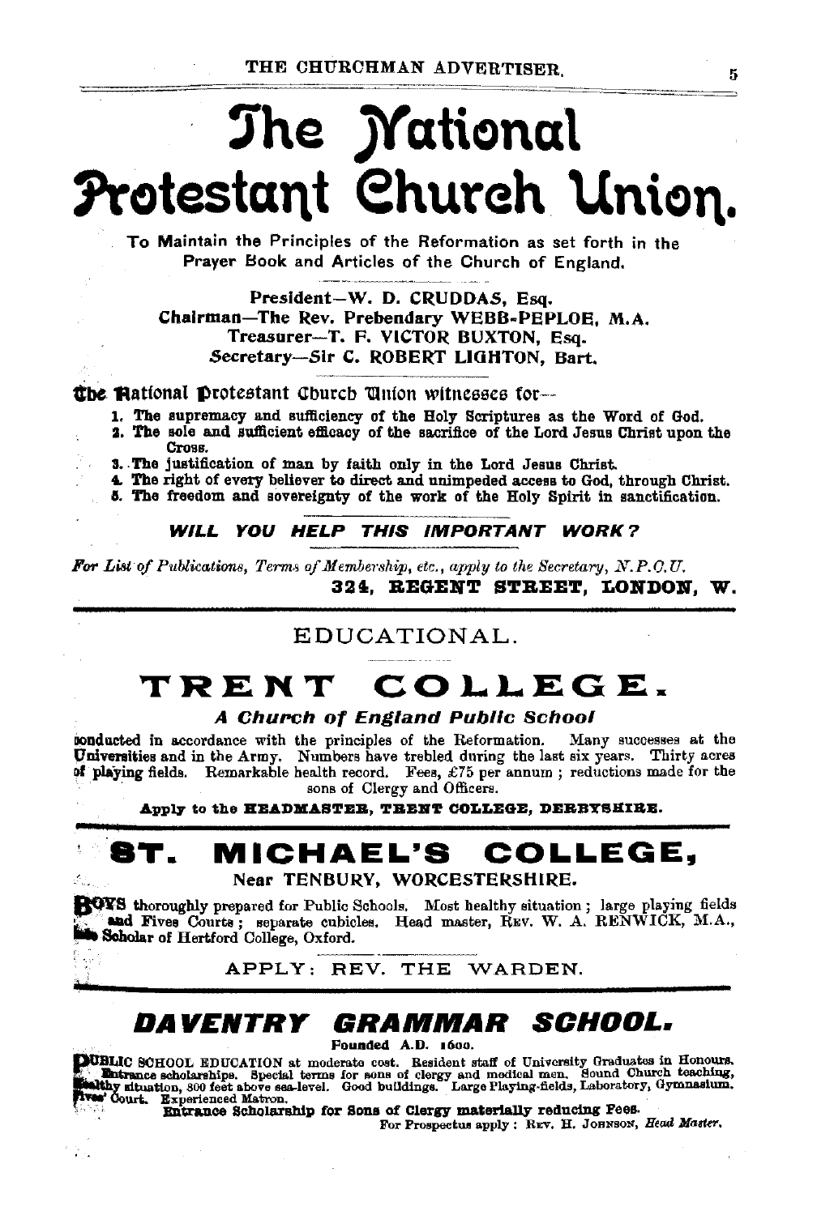# The National Protestant Church Union.

To Maintain the Principles of the Reformation as set forth in the Prayer Book and Articles of the Church of England.

President—W. D. CRUDDAS, Esq.
Chairman—The Rev. Prebendary WEBB-PEPLOE, M.A.
Treasurer—T. F. VICTOR BUXTON, Esq.
*Secretary*—Sir C. ROBERT LIGHTON, Bart.

**The National Protestant Church Union witnesses for—**

1. The supremacy and sufficiency of the Holy Scriptures as the Word of God.
2. The sole and sufficient efficacy of the sacrifice of the Lord Jesus Christ upon the Cross.
3. The justification of man by faith only in the Lord Jesus Christ.
4. The right of every believer to direct and unimpeded access to God, through Christ.
5. The freedom and sovereignty of the work of the Holy Spirit in sanctification.

***WILL YOU HELP THIS IMPORTANT WORK?***

*For List of Publications, Terms of Membership, etc., apply to the Secretary, N.P.C.U.*
**324, REGENT STREET, LONDON, W.**

## EDUCATIONAL.

## TRENT COLLEGE.

***A Church of England Public School***

conducted in accordance with the principles of the Reformation. Many successes at the Universities and in the Army. Numbers have trebled during the last six years. Thirty acres of playing fields. Remarkable health record. Fees, £75 per annum; reductions made for the sons of Clergy and Officers.

**Apply to the HEADMASTER, TRENT COLLEGE, DERBYSHIRE.**

## ST. MICHAEL'S COLLEGE,

Near TENBURY, WORCESTERSHIRE.

**BOYS** thoroughly prepared for Public Schools. Most healthy situation; large playing fields and Fives Courts; separate cubicles. Head master, REV. W. A. RENWICK, M.A., late Scholar of Hertford College, Oxford.

APPLY: REV. THE WARDEN.

## *DAVENTRY GRAMMAR SCHOOL.*

**Founded A.D. 1600.**

**PUBLIC SCHOOL EDUCATION** at moderate cost. Resident staff of University Graduates in Honours. Entrance scholarships. Special terms for sons of clergy and medical men. Sound Church teaching, Healthy situation, 800 feet above sea-level. Good buildings. Large Playing-fields, Laboratory, Gymnasium, Fives' Court. Experienced Matron.

**Entrance Scholarship for Sons of Clergy materially reducing Fees.**

For Prospectus apply: REV. H. JOHNSON, *Head Master.*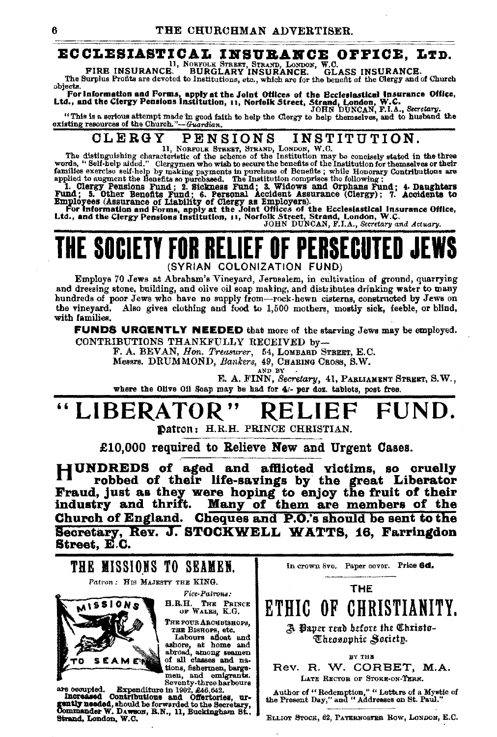# ECCLESIASTICAL INSURANCE OFFICE, LTD.

11, NORFOLK STREET, STRAND, LONDON, W.C.

FIRE INSURANCE. BURGLARY INSURANCE. GLASS INSURANCE.

The Surplus Profits are devoted to Institutions, etc., which are for the benefit of the Clergy and of Church objects.

**For Information and Forms, apply at the Joint Offices of the Ecclesiastical Insurance Office, Ltd., and the Clergy Pensions Institution, 11, Norfolk Street, Strand, London, W.C.**

JOHN DUNCAN, F.I.A., *Secretary.*

"This is a serious attempt made in good faith to help the Clergy to help themselves, and to husband the existing resources of the Church."—*Guardian.*

# CLERGY PENSIONS INSTITUTION.

11, NORFOLK STREET, STRAND, LONDON, W.C.

The distinguishing characteristic of the scheme of the Institution may be concisely stated in the three words, "Self-help aided." Clergymen who wish to secure the benefits of the Institution for themselves or their families exercise self-help by making payments in purchase of Benefits; while Honorary Contributions are applied to augment the Benefits so purchased. The Institution comprises the following:

**1. Clergy Pensions Fund; 2. Sickness Fund; 3. Widows and Orphans Fund; 4. Daughters Fund; 5. Other Benefits Fund; 6. Personal Accident Assurance (Clergy); 7. Accidents to Employees (Assurance of Liability of Clergy as Employers).**

**For Information and Forms, apply at the Joint Offices of the Ecclesiastical Insurance Office, Ltd., and the Clergy Pensions Institution, 11, Norfolk Street, Strand, London, W.C.**

JOHN DUNCAN, F.I.A., *Secretary and Actuary.*

# THE SOCIETY FOR RELIEF OF PERSECUTED JEWS

(SYRIAN COLONIZATION FUND)

Employs 70 Jews at Abraham's Vineyard, Jerusalem, in cultivation of ground, quarrying and dressing stone, building, and olive oil soap making, and distributes drinking water to many hundreds of poor Jews who have no supply from—rock-hewn cisterns, constructed by Jews on the vineyard. Also gives clothing and food to 1,500 mothers, mostly sick, feeble, or blind, with families.

**FUNDS URGENTLY NEEDED** that more of the starving Jews may be employed.

CONTRIBUTIONS THANKFULLY RECEIVED by—

F. A. BEVAN, *Hon. Treasurer*, 54, LOMBARD STREET, E.C.

Messrs. DRUMMOND, *Bankers*, 49, CHARING CROSS, S.W.

AND BY

E. A. FINN, *Secretary*, 41, PARLIAMENT STREET, S.W.,

where the Olive Oil Soap may be had for 4/- per doz. tablets, post free.

# "LIBERATOR" RELIEF FUND.

Patron: H.R.H. PRINCE CHRISTIAN.

## £10,000 required to Relieve New and Urgent Cases.

**HUNDREDS of aged and afflicted victims, so cruelly robbed of their life-savings by the great Liberator Fraud, just as they were hoping to enjoy the fruit of their industry and thrift. Many of them are members of the Church of England. Cheques and P.O.'s should be sent to the Secretary, Rev. J. STOCKWELL WATTS, 16, Farringdon Street, E.C.**

# THE MISSIONS TO SEAMEN.

*Patron:* HIS MAJESTY THE KING.

*Vice-Patrons:*

H.R.H. THE PRINCE OF WALES, K.G.

THE FOUR ARCHBISHOPS, THE BISHOPS, etc.

Labours afloat and ashore, at home and abroad, among seamen of all classes and nations, fishermen, bargemen, and emigrants. Seventy-three harbours are occupied. Expenditure in 1902, £46,642.

**Increased Contributions and Offertories, urgently needed,** should be forwarded to the Secretary, Commander W. DAWSON, R.N., 11, Buckingham St., Strand, London, W.C.

In crown 8vo. Paper cover. Price **6d.**

THE

# ETHIC OF CHRISTIANITY.

A Paper read before the Christo-Theosophic Society.

BY THE

Rev. R. W. CORBET, M.A.

LATE RECTOR OF STOKE-ON-TERN.

Author of "Redemption," "Letters of a Mystic of the Present Day," and "Addresses on St. Paul."

ELLIOT STOCK, 62, PATERNOSTER ROW, LONDON, E.C.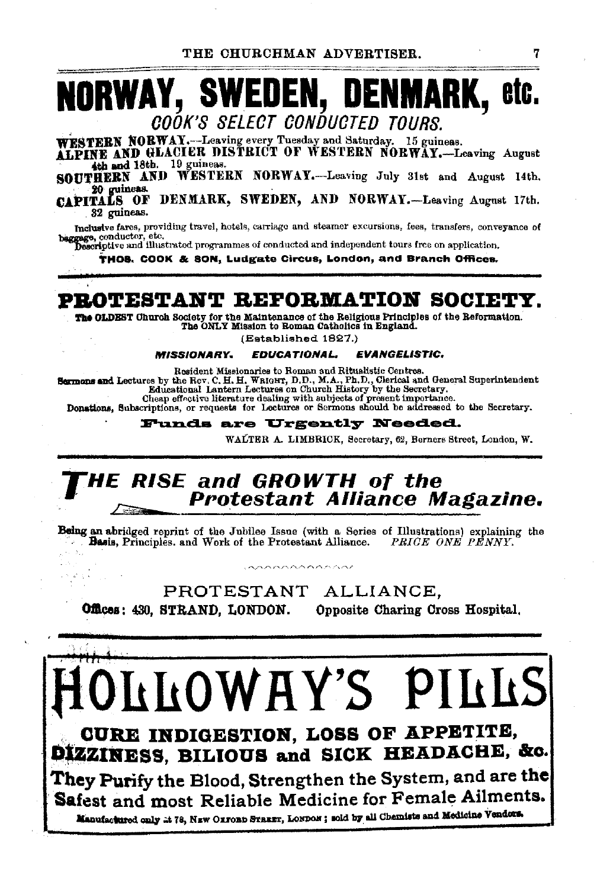# NORWAY, SWEDEN, DENMARK, etc.

## *COOK'S SELECT CONDUCTED TOURS.*

**WESTERN NORWAY.**—Leaving every Tuesday and Saturday. 15 guineas.

**ALPINE AND GLACIER DISTRICT OF WESTERN NORWAY.**—Leaving August 4th and 18th. 19 guineas.

**SOUTHERN AND WESTERN NORWAY.**—Leaving July 31st and August 14th. 20 guineas.

**CAPITALS OF DENMARK, SWEDEN, AND NORWAY.**—Leaving August 17th. 32 guineas.

Inclusive fares, providing travel, hotels, carriage and steamer excursions, fees, transfers, conveyance of baggage, conductor, etc.

Descriptive and illustrated programmes of conducted and independent tours free on application.

**THOS. COOK & SON, Ludgate Circus, London, and Branch Offices.**

---

# PROTESTANT REFORMATION SOCIETY.

**The OLDEST Church Society for the Maintenance of the Religious Principles of the Reformation. The ONLY Mission to Roman Catholics in England.**

(Established 1827.)

***MISSIONARY. EDUCATIONAL. EVANGELISTIC.***

Resident Missionaries to Roman and Ritualistic Centres.
Sermons and Lectures by the Rev. C. H. H. WRIGHT, D.D., M.A., Ph.D., Clerical and General Superintendent.
Educational Lantern Lectures on Church History by the Secretary.
Cheap effective literature dealing with subjects of present importance.
Donations, Subscriptions, or requests for Lectures or Sermons should be addressed to the Secretary.

**Funds are Urgently Needed.**

WALTER A. LIMBRICK, Secretary, 62, Berners Street, London, W.

---

# *THE RISE and GROWTH of the Protestant Alliance Magazine.*

Being an abridged reprint of the Jubilee Issue (with a Series of Illustrations) explaining the Basis, Principles, and Work of the Protestant Alliance. *PRICE ONE PENNY.*

PROTESTANT ALLIANCE,

**Offices: 430, STRAND, LONDON. Opposite Charing Cross Hospital.**

---

# HOLLOWAY'S PILLS

**CURE INDIGESTION, LOSS OF APPETITE, DIZZINESS, BILIOUS and SICK HEADACHE, &c.**

**They Purify the Blood, Strengthen the System, and are the Safest and most Reliable Medicine for Female Ailments.**

Manufactured only at 78, NEW OXFORD STREET, LONDON; sold by all Chemists and Medicine Vendors.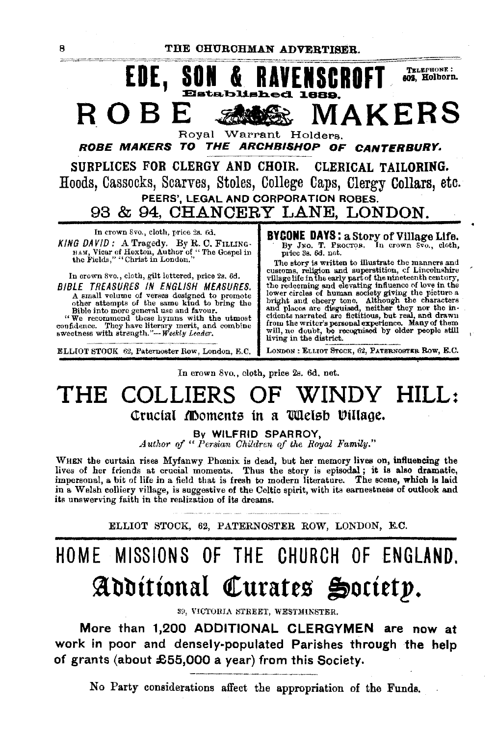# EDE, SON & RAVENSCROFT

TELEPHONE: 602, Holborn.

**Established 1689.**

# ROBE MAKERS

Royal Warrant Holders.

***ROBE MAKERS TO THE ARCHBISHOP OF CANTERBURY.***

**SURPLICES FOR CLERGY AND CHOIR. CLERICAL TAILORING.**

**Hoods, Cassocks, Scarves, Stoles, College Caps, Clergy Collars, etc.**

**PEERS', LEGAL AND CORPORATION ROBES.**

## 93 & 94, CHANCERY LANE, LONDON.

---

In crown 8vo., cloth, price 2s. 6d.

***KING DAVID:*** A Tragedy. By R. C. FILLINGHAM, Vicar of Hexton, Author of "The Gospel in the Fields," "Christ in London."

In crown 8vo., cloth, gilt lettered, price 2s. 6d.

***BIBLE TREASURES IN ENGLISH MEASURES.*** A small volume of verses designed to promote other attempts of the same kind to bring the Bible into more general use and favour.

"We recommend these hymns with the utmost confidence. They have literary merit, and combine sweetness with strength."—*Weekly Leader.*

ELLIOT STOCK 62, Paternoster Row, London, E.C.

---

**BYGONE DAYS: a Story of Village Life.** By JNO. T. PROCTOR. In crown 8vo., cloth, price 3s. 6d. net.

The story is written to illustrate the manners and customs, religion and superstition, of Lincolnshire village life in the early part of the nineteenth century, the redeeming and elevating influence of love in the lower circles of human society giving the picture a bright and cheery tone. Although the characters and places are disguised, neither they nor the incidents narrated are fictitious, but real, and drawn from the writer's personal experience. Many of them will, no doubt, be recognised by older people still living in the district.

LONDON: ELLIOT STOCK, 62, PATERNOSTER ROW, E.C.

---

In crown 8vo., cloth, price 2s. 6d. net.

# THE COLLIERS OF WINDY HILL:

## Crucial Moments in a Welsh Village.

By **WILFRID SPARROY,**

*Author of "Persian Children of the Royal Family."*

WHEN the curtain rises Myfanwy Phœnix is dead, but her memory lives on, influencing the lives of her friends at crucial moments. Thus the story is episodal; it is also dramatic, impersonal, a bit of life in a field that is fresh to modern literature. The scene, which is laid in a Welsh colliery village, is suggestive of the Celtic spirit, with its earnestness of outlook and its unswerving faith in the realization of its dreams.

ELLIOT STOCK, 62, PATERNOSTER ROW, LONDON, E.C.

---

# HOME MISSIONS OF THE CHURCH OF ENGLAND.

# Additional Curates Society.

39, VICTORIA STREET, WESTMINSTER.

**More than 1,200 ADDITIONAL CLERGYMEN are now at work in poor and densely-populated Parishes through the help of grants (about £55,000 a year) from this Society.**

No Party considerations affect the appropriation of the Funds.